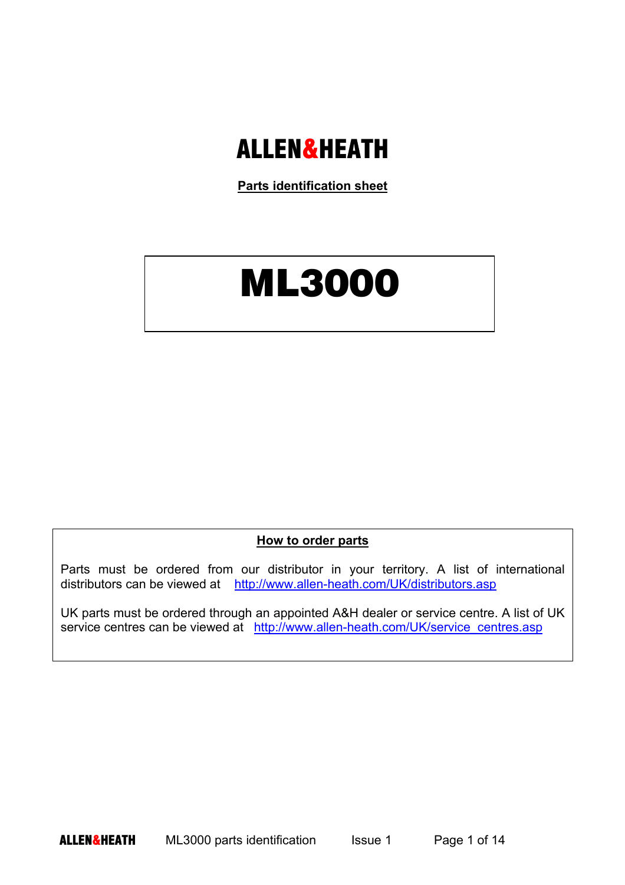# ALLEN&HEATH

**Parts identification sheet**

# ML3000

## How to order parts

Parts must be ordered from our distributor in your territory. A list of international distributors can be viewed at http://www.allen-heath.com/UK/distributors.asp

UK parts must be ordered through an appointed A&H dealer or service centre. A list of UK service centres can be viewed at http://www.allen-heath.com/UK/service_centres.asp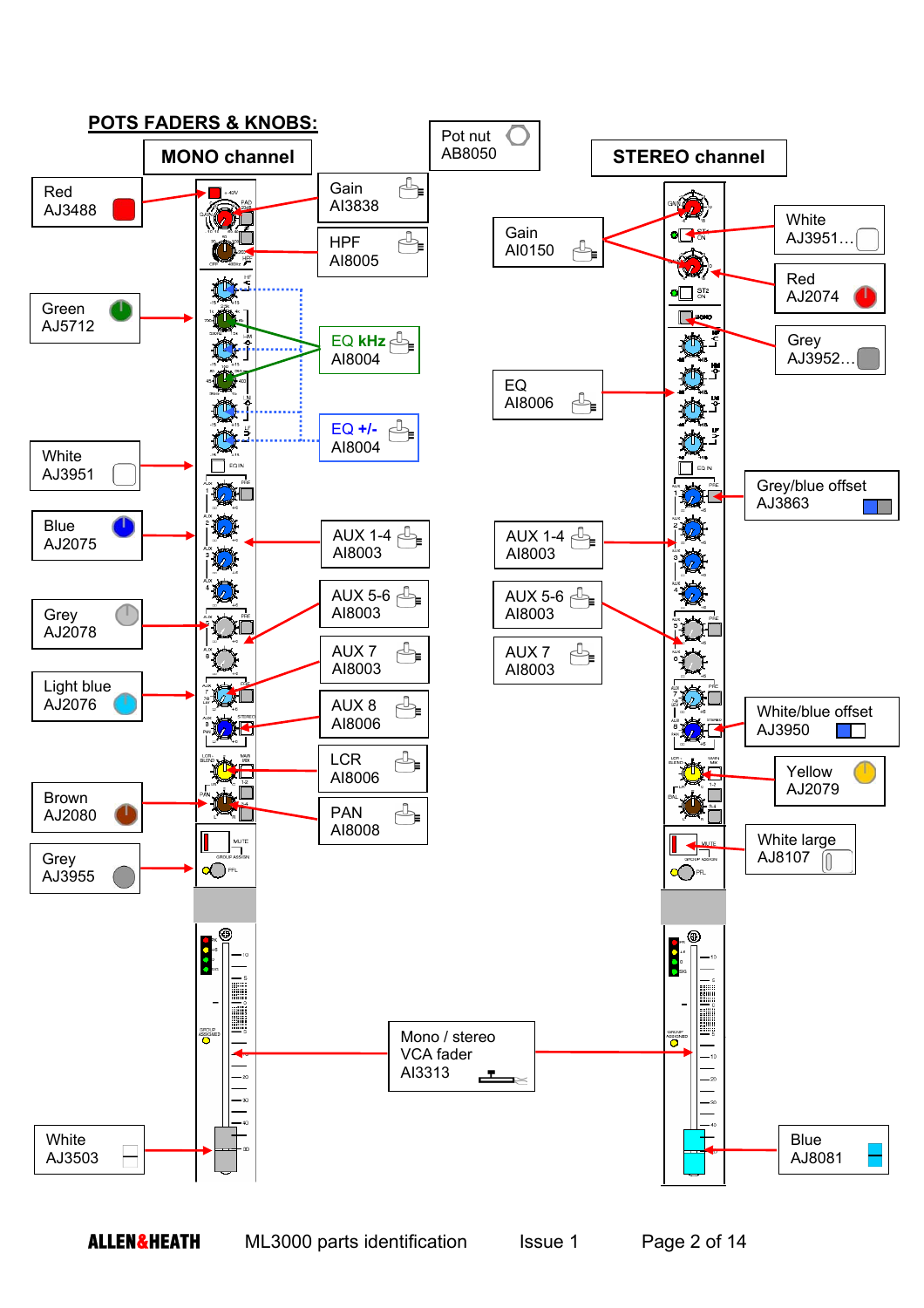# POTS FADERS & KNOBS:

Pot nut
AB8050

## MONO channel

Red
AJ3488

Gain
AI3838

HPF
AI8005

Green
AJ5712

EQ kHz
AI8004

White
AJ3951

EQ +/-
AI8004

Blue
AJ2075

AUX 1-4
AI8003

Grey
AJ2078

AUX 5-6
AI8003

Light blue
AJ2076

AUX 7
AI8003

AUX 8
AI8006

LCR
AI8006

Brown
AJ2080

PAN
AI8008

Grey
AJ3955

Mono / stereo
VCA fader
AI3313

White
AJ3503

## STEREO channel

Gain
AI0150

White
AJ3951…

Red
AJ2074

Grey
AJ3952…

EQ
AI8006

Grey/blue offset
AJ3863

AUX 1-4
AI8003

AUX 5-6
AI8003

AUX 7
AI8003

White/blue offset
AJ3950

Yellow
AJ2079

White large
AJ8107

Blue
AJ8081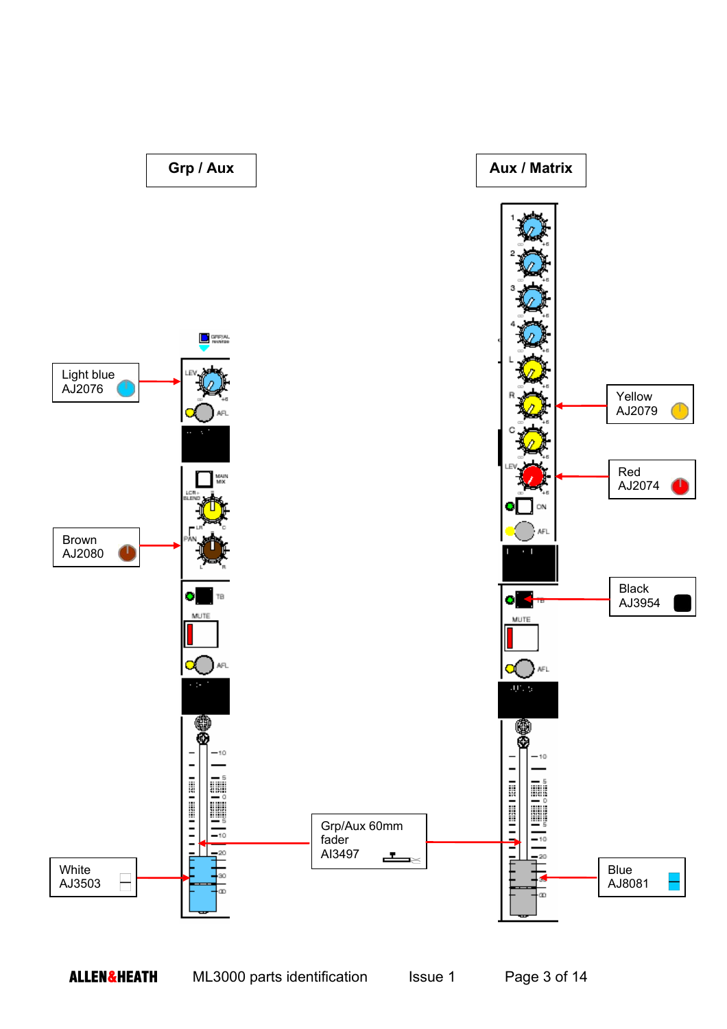**Grp / Aux**

**Aux / Matrix**

Light blue
AJ2076

Brown
AJ2080

White
AJ3503

Grp/Aux 60mm fader
AI3497

Yellow
AJ2079

Red
AJ2074

Black
AJ3954

Blue
AJ8081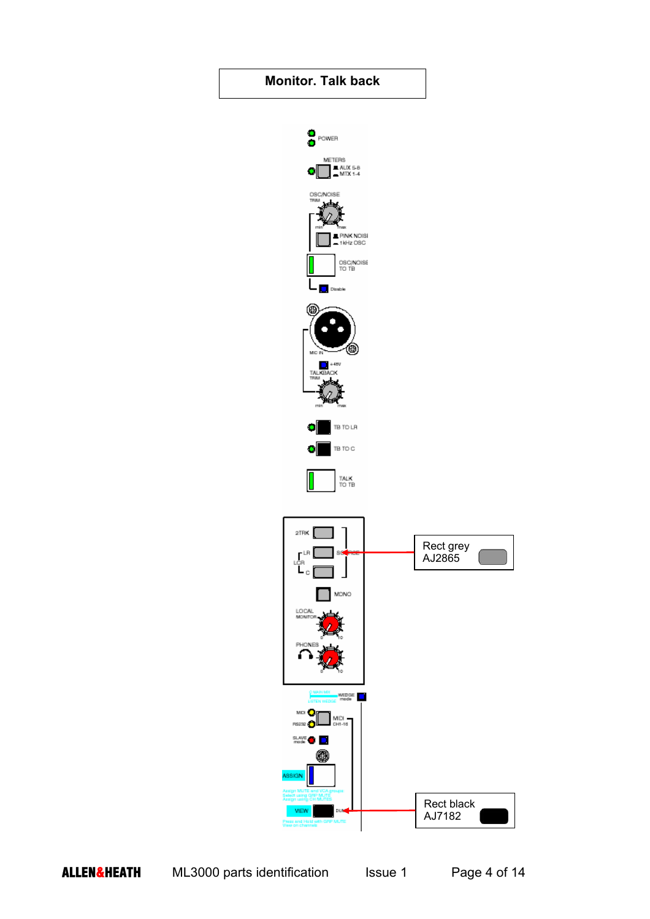# Monitor. Talk back

POWER

METERS
AUX 5-8
MTX 1-4

OSC/NOISE TRIM

PINK NOISE
1kHz OSC

OSC/NOISE TO TB

Disable

MIC IN

+48V

TALKBACK TRIM

TB TO LR

TB TO C

TALK TO TB

2TRK

LR

LCR

C

SOURCE

MONO

LOCAL MONITOR

PHONES

Rect grey
AJ2865

WEDGE mode

MIDI

RS232

MIDI CH1-16

SLAVE mode

ASSIGN

VIEW

Rect black
AJ7182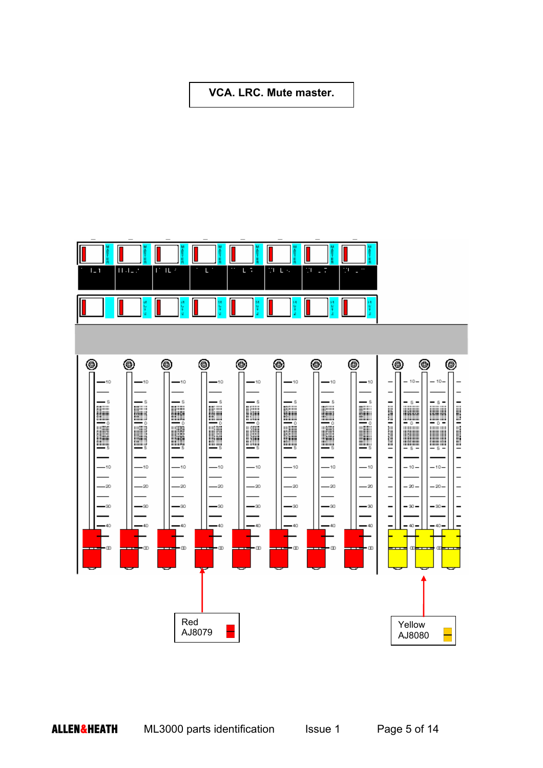# VCA. LRC. Mute master.

Red
AJ8079

Yellow
AJ8080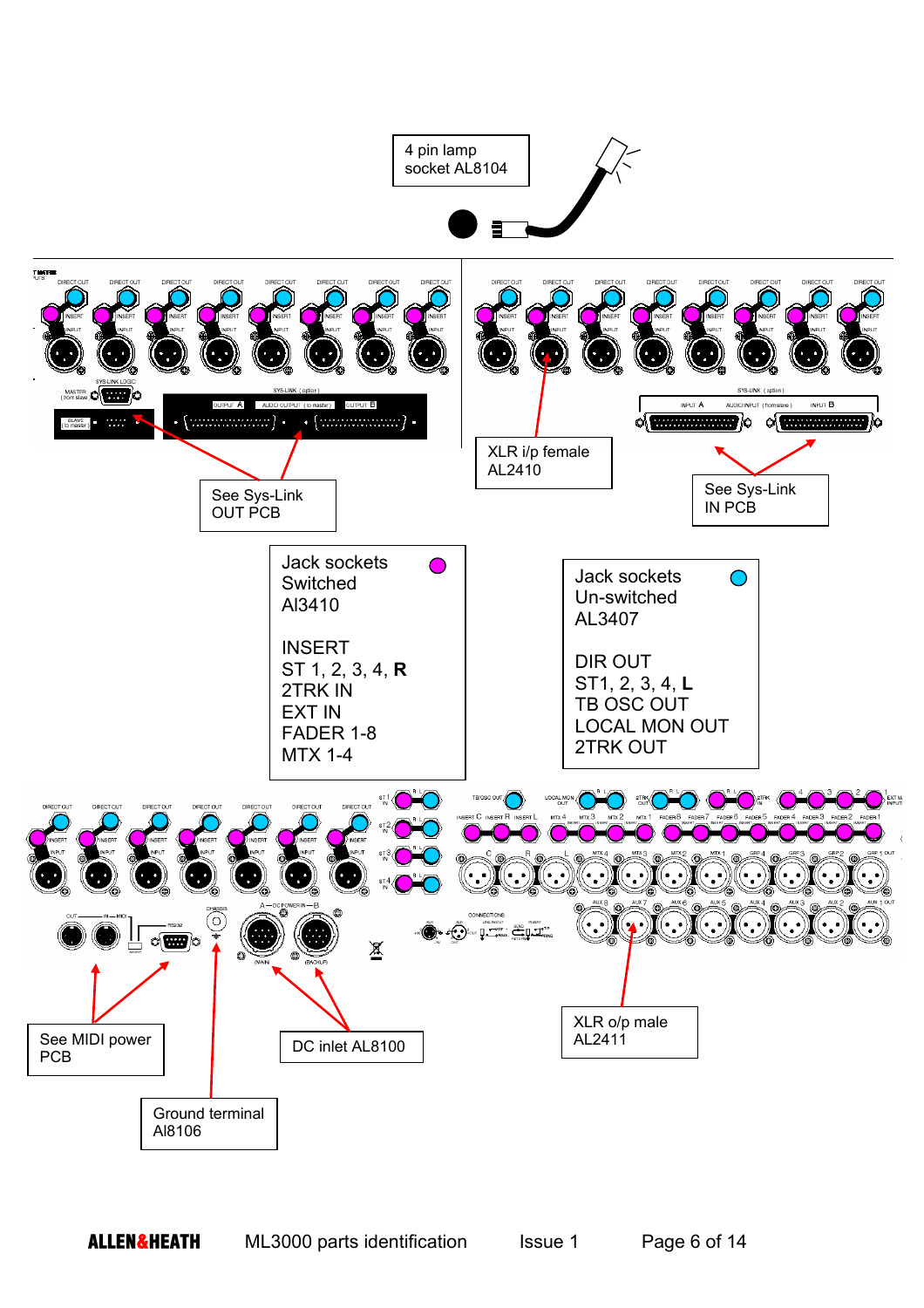4 pin lamp socket AL8104

See Sys-Link OUT PCB

XLR i/p female AL2410

See Sys-Link IN PCB

Jack sockets Switched AI3410

INSERT
ST 1, 2, 3, 4, **R**
2TRK IN
EXT IN
FADER 1-8
MTX 1-4

Jack sockets Un-switched AL3407

DIR OUT
ST1, 2, 3, 4, **L**
TB OSC OUT
LOCAL MON OUT
2TRK OUT

See MIDI power PCB

DC inlet AL8100

XLR o/p male AL2411

Ground terminal AI8106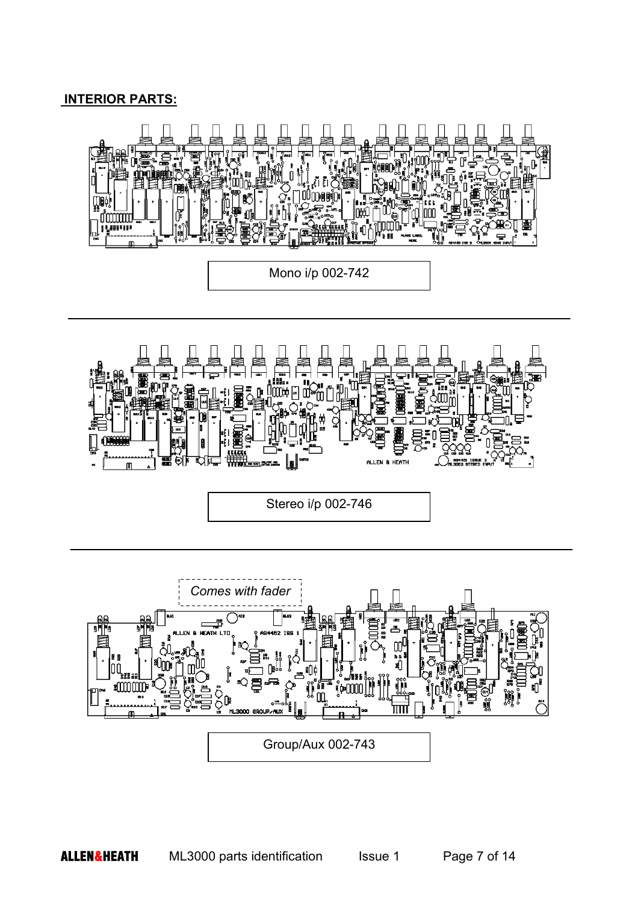## INTERIOR PARTS:

Mono i/p 002-742

Stereo i/p 002-746

*Comes with fader*

Group/Aux 002-743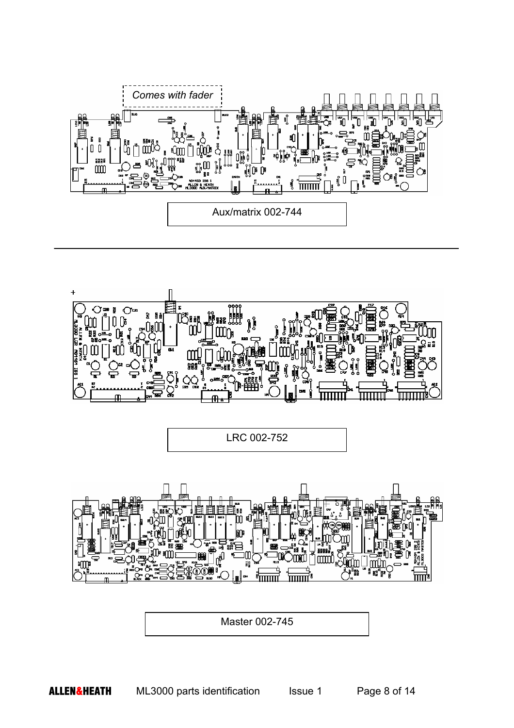*Comes with fader*

Aux/matrix 002-744

---

LRC 002-752

Master 002-745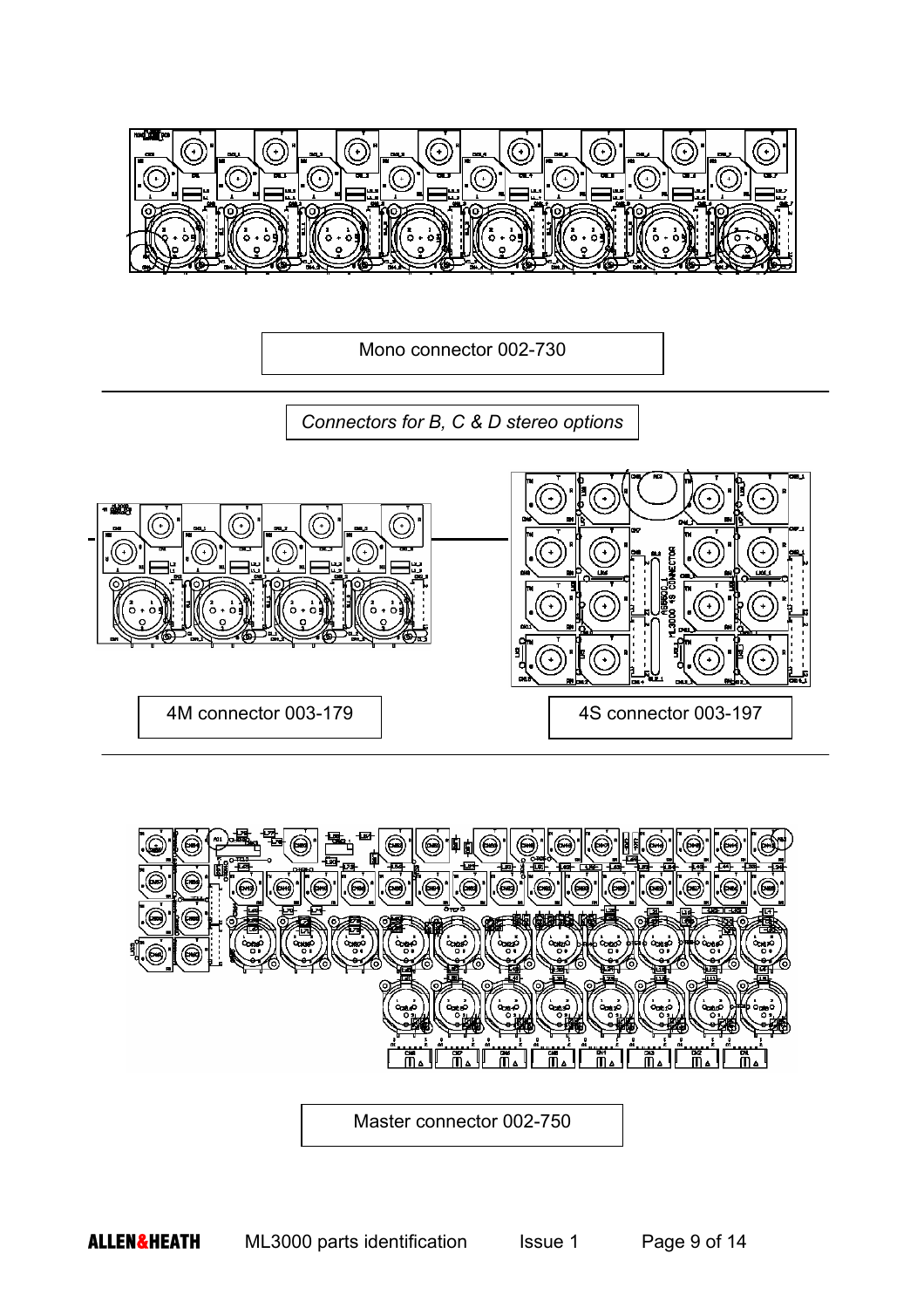Mono connector 002-730

*Connectors for B, C & D stereo options*

4M connector 003-179

4S connector 003-197

Master connector 002-750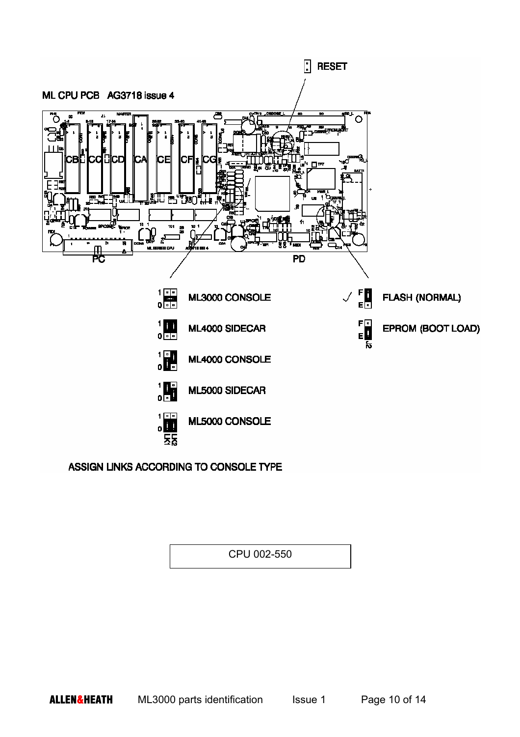RESET

ML CPU PCB AG3718 issue 4

PC

PD

ML3000 CONSOLE

ML4000 SIDECAR

ML4000 CONSOLE

ML5000 SIDECAR

ML5000 CONSOLE

LK1 LK2

✓ FLASH (NORMAL)

EPROM (BOOT LOAD)

J2

ASSIGN LINKS ACCORDING TO CONSOLE TYPE

CPU 002-550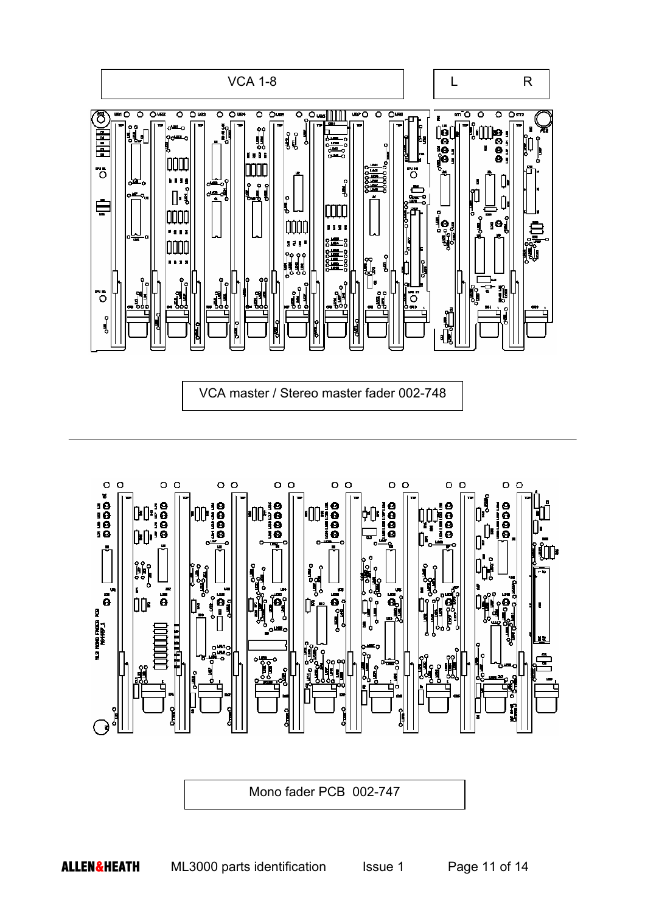VCA 1-8

L R

VCA master / Stereo master fader 002-748

---

Mono fader PCB 002-747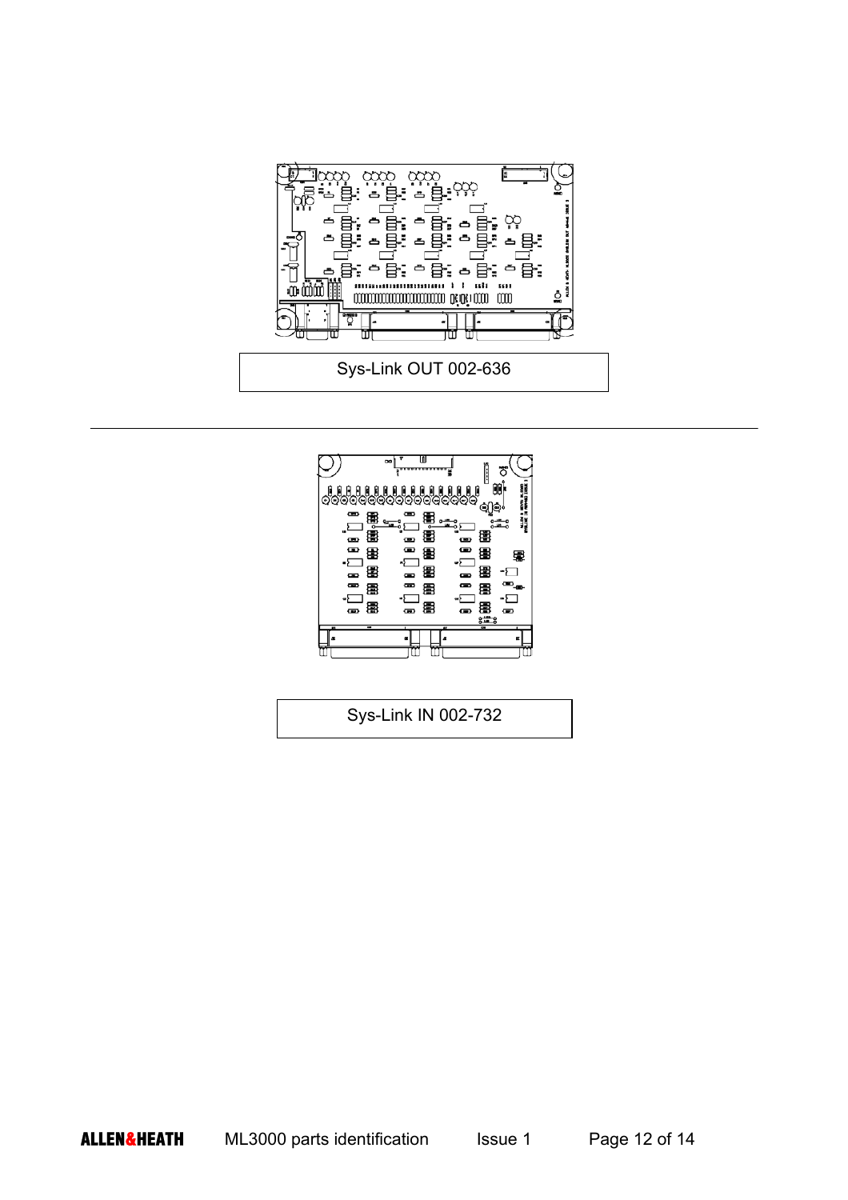Sys-Link OUT 002-636

---

Sys-Link IN 002-732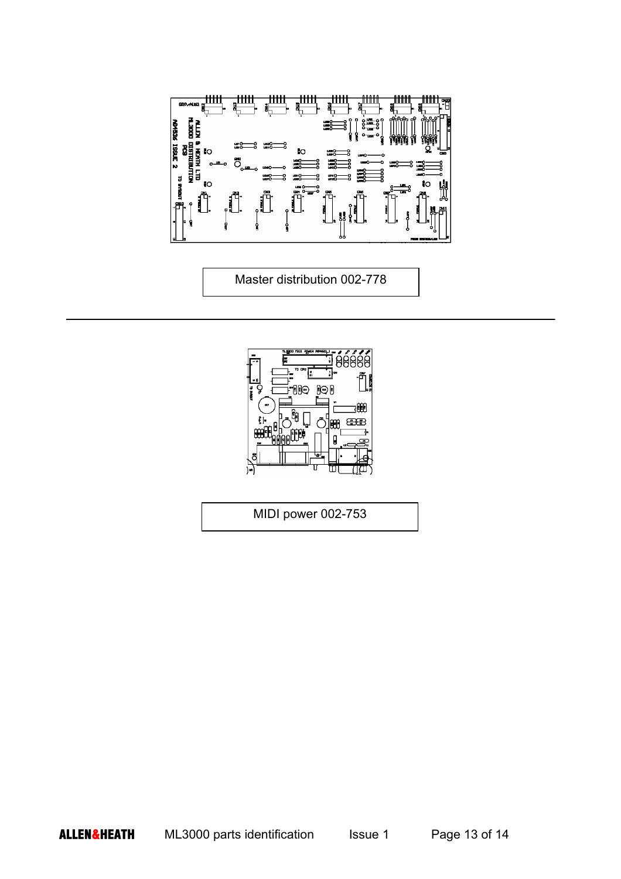Master distribution 002-778

---

MIDI power 002-753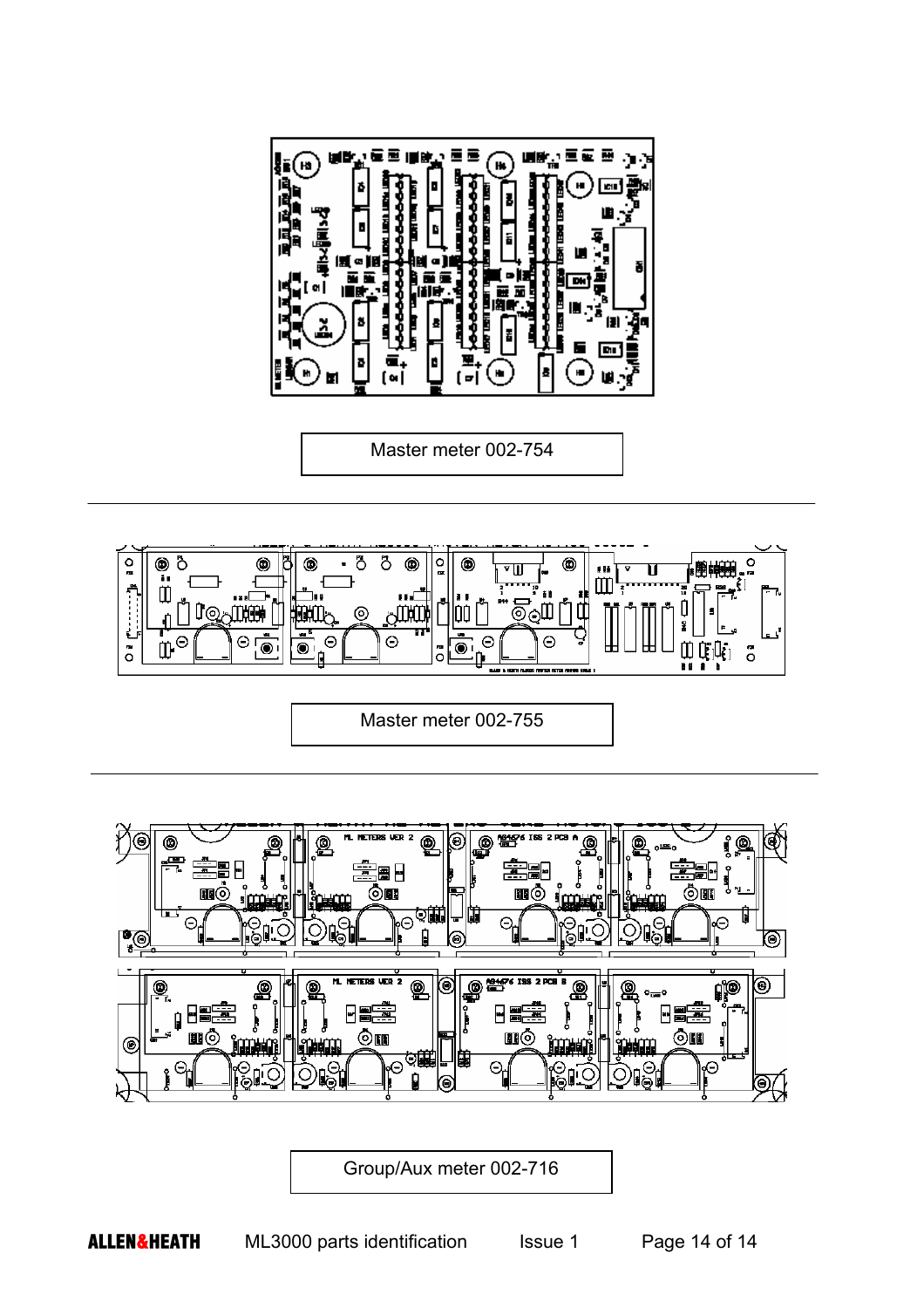Master meter 002-754

Master meter 002-755

Group/Aux meter 002-716